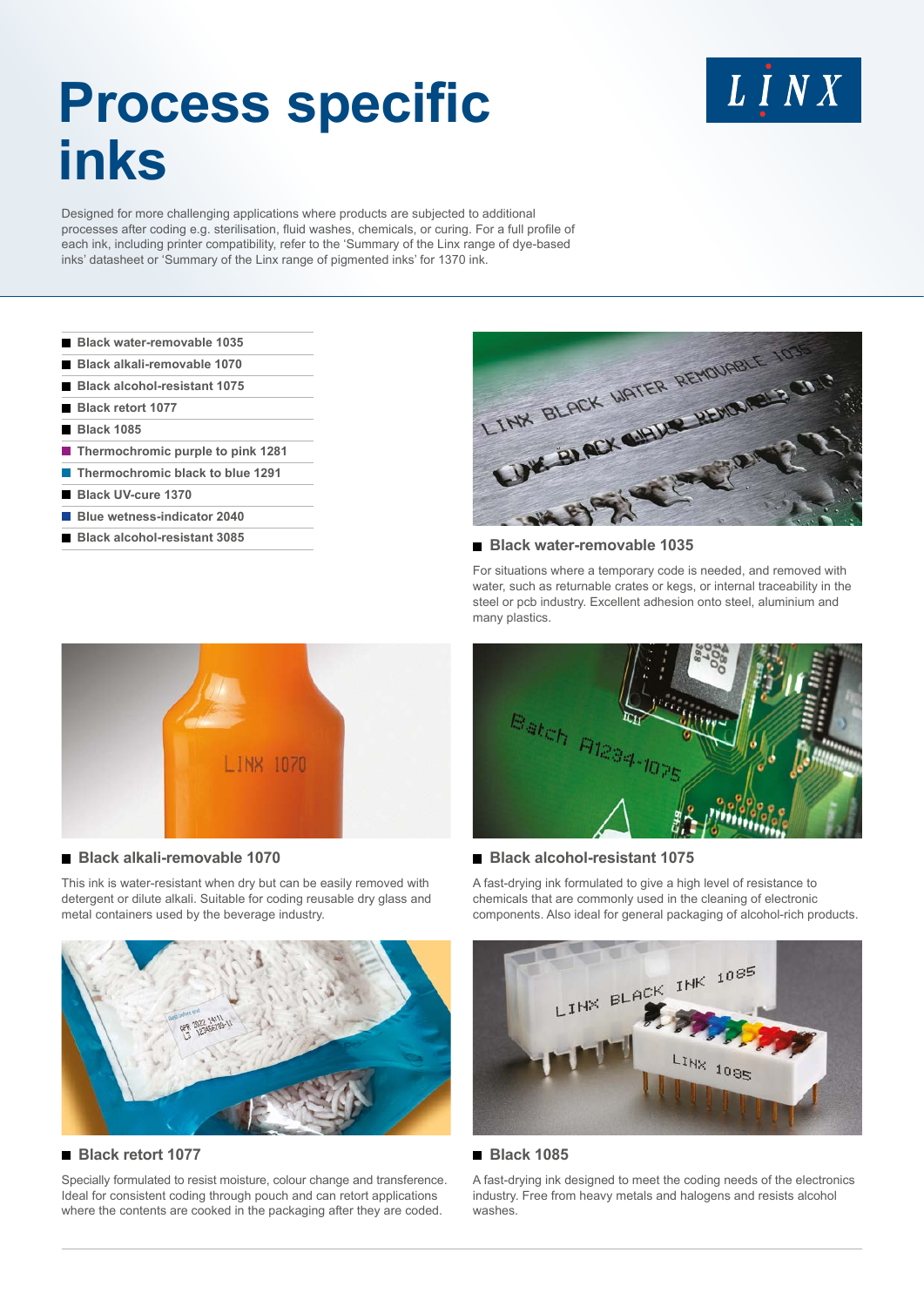# Process specific inks

Designed for more challenging applications where products are subjected to additional processes after coding e.g. sterilisation, fluid washes, chemicals, or curing. For a full profile of each ink, including printer compatibility, refer to the 'Summary of the Linx range of dye-based inks' datasheet or 'Summary of the Linx range of pigmented inks' for 1370 ink.

- Black water-removable 1035
- Black alkali-removable 1070
- Black alcohol-resistant 1075
- Black retort 1077
- Black 1085
- Thermochromic purple to pink 1281
- Thermochromic black to blue 1291
- Black UV-cure 1370
- Blue wetness-indicator 2040
- Black alcohol-resistant 3085

## Black water-removable 1035

For situations where a temporary code is needed, and removed with water, such as returnable crates or kegs, or internal traceability in the steel or pcb industry. Excellent adhesion onto steel, aluminium and many plastics.

## Black alkali-removable 1070

This ink is water-resistant when dry but can be easily removed with detergent or dilute alkali. Suitable for coding reusable dry glass and metal containers used by the beverage industry.

## Black alcohol-resistant 1075

A fast-drying ink formulated to give a high level of resistance to chemicals that are commonly used in the cleaning of electronic components. Also ideal for general packaging of alcohol-rich products.

## Black retort 1077

Specially formulated to resist moisture, colour change and transference. Ideal for consistent coding through pouch and can retort applications where the contents are cooked in the packaging after they are coded.

## Black 1085

A fast-drying ink designed to meet the coding needs of the electronics industry. Free from heavy metals and halogens and resists alcohol washes.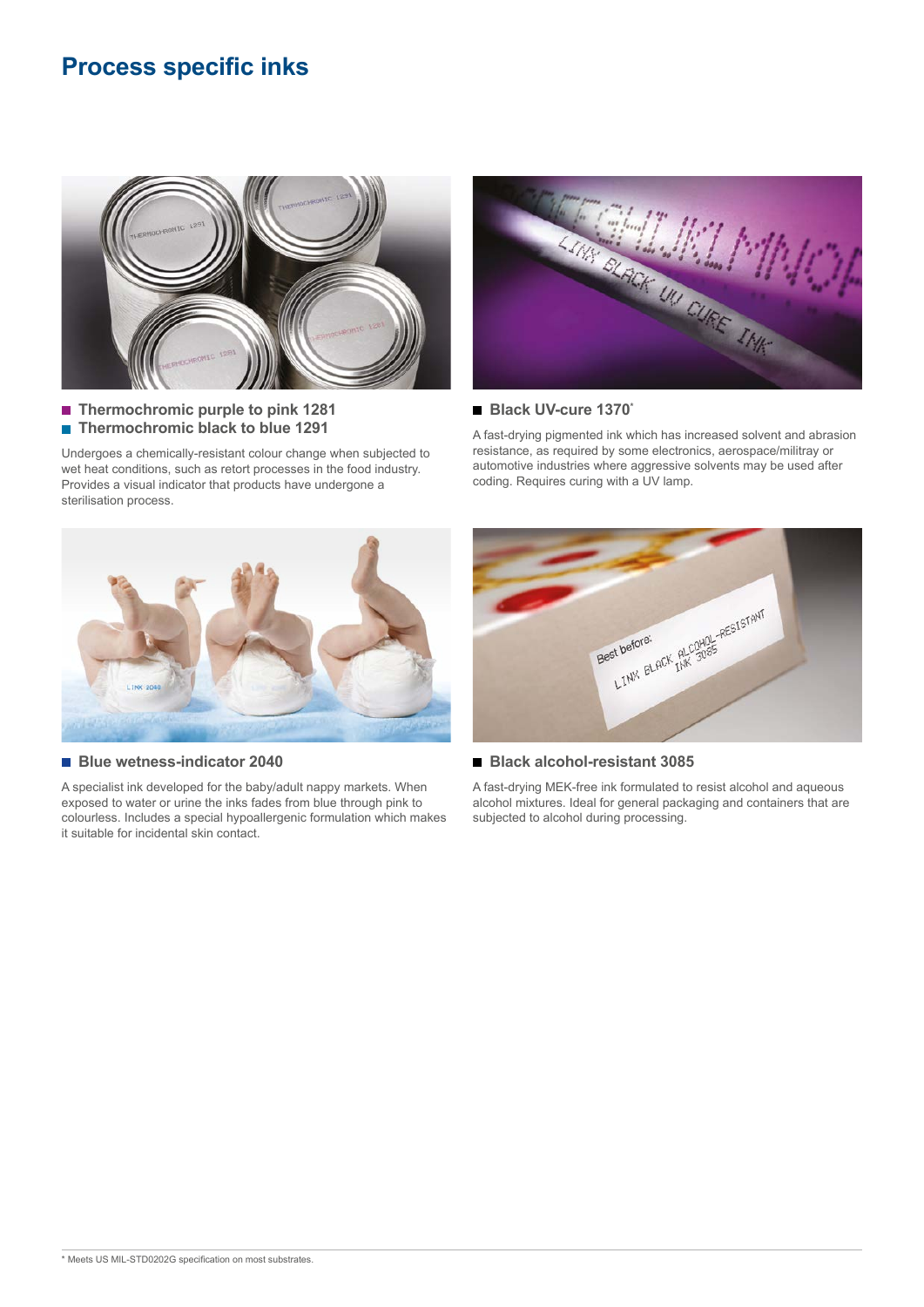# Process specific inks

### Thermochromic purple to pink 1281
### Thermochromic black to blue 1291

Undergoes a chemically-resistant colour change when subjected to wet heat conditions, such as retort processes in the food industry. Provides a visual indicator that products have undergone a sterilisation process.

### Black UV-cure 1370*

A fast-drying pigmented ink which has increased solvent and abrasion resistance, as required by some electronics, aerospace/militray or automotive industries where aggressive solvents may be used after coding. Requires curing with a UV lamp.

### Blue wetness-indicator 2040

A specialist ink developed for the baby/adult nappy markets. When exposed to water or urine the inks fades from blue through pink to colourless. Includes a special hypoallergenic formulation which makes it suitable for incidental skin contact.

### Black alcohol-resistant 3085

A fast-drying MEK-free ink formulated to resist alcohol and aqueous alcohol mixtures. Ideal for general packaging and containers that are subjected to alcohol during processing.

* Meets US MIL-STD0202G specification on most substrates.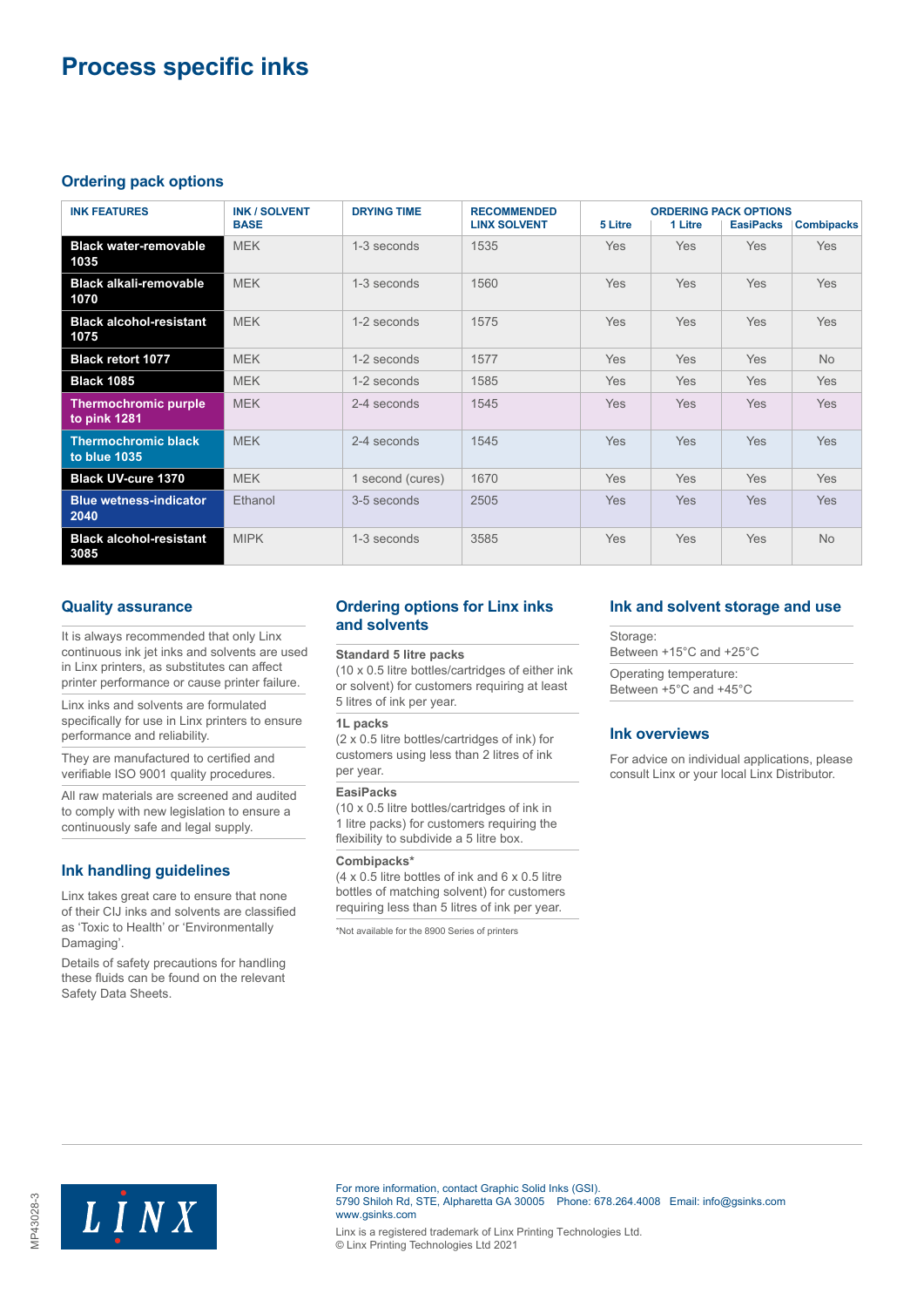# Process specific inks

## Ordering pack options

| INK FEATURES | INK / SOLVENT BASE | DRYING TIME | RECOMMENDED LINX SOLVENT | ORDERING PACK OPTIONS | | | |
|---|---|---|---|---|---|---|---|
| | | | | 5 Litre | 1 Litre | EasiPacks | Combipacks |
| **Black water-removable 1035** | MEK | 1-3 seconds | 1535 | Yes | Yes | Yes | Yes |
| **Black alkali-removable 1070** | MEK | 1-3 seconds | 1560 | Yes | Yes | Yes | Yes |
| **Black alcohol-resistant 1075** | MEK | 1-2 seconds | 1575 | Yes | Yes | Yes | Yes |
| **Black retort 1077** | MEK | 1-2 seconds | 1577 | Yes | Yes | Yes | No |
| **Black 1085** | MEK | 1-2 seconds | 1585 | Yes | Yes | Yes | Yes |
| **Thermochromic purple to pink 1281** | MEK | 2-4 seconds | 1545 | Yes | Yes | Yes | Yes |
| **Thermochromic black to blue 1035** | MEK | 2-4 seconds | 1545 | Yes | Yes | Yes | Yes |
| **Black UV-cure 1370** | MEK | 1 second (cures) | 1670 | Yes | Yes | Yes | Yes |
| **Blue wetness-indicator 2040** | Ethanol | 3-5 seconds | 2505 | Yes | Yes | Yes | Yes |
| **Black alcohol-resistant 3085** | MIPK | 1-3 seconds | 3585 | Yes | Yes | Yes | No |

## Quality assurance

It is always recommended that only Linx continuous ink jet inks and solvents are used in Linx printers, as substitutes can affect printer performance or cause printer failure.

Linx inks and solvents are formulated specifically for use in Linx printers to ensure performance and reliability.

They are manufactured to certified and verifiable ISO 9001 quality procedures.

All raw materials are screened and audited to comply with new legislation to ensure a continuously safe and legal supply.

## Ink handling guidelines

Linx takes great care to ensure that none of their CIJ inks and solvents are classified as 'Toxic to Health' or 'Environmentally Damaging'.

Details of safety precautions for handling these fluids can be found on the relevant Safety Data Sheets.

## Ordering options for Linx inks and solvents

**Standard 5 litre packs**
(10 x 0.5 litre bottles/cartridges of either ink or solvent) for customers requiring at least 5 litres of ink per year.

**1L packs**
(2 x 0.5 litre bottles/cartridges of ink) for customers using less than 2 litres of ink per year.

**EasiPacks**
(10 x 0.5 litre bottles/cartridges of ink in 1 litre packs) for customers requiring the flexibility to subdivide a 5 litre box.

**Combipacks***
(4 x 0.5 litre bottles of ink and 6 x 0.5 litre bottles of matching solvent) for customers requiring less than 5 litres of ink per year.

*Not available for the 8900 Series of printers

## Ink and solvent storage and use

Storage:
Between +15°C and +25°C

Operating temperature:
Between +5°C and +45°C

## Ink overviews

For advice on individual applications, please consult Linx or your local Linx Distributor.

For more information, contact Graphic Solid Inks (GSI).
5790 Shiloh Rd, STE, Alpharetta GA 30005 Phone: 678.264.4008 Email: info@gsinks.com
www.gsinks.com

Linx is a registered trademark of Linx Printing Technologies Ltd.
© Linx Printing Technologies Ltd 2021

MP43028-3